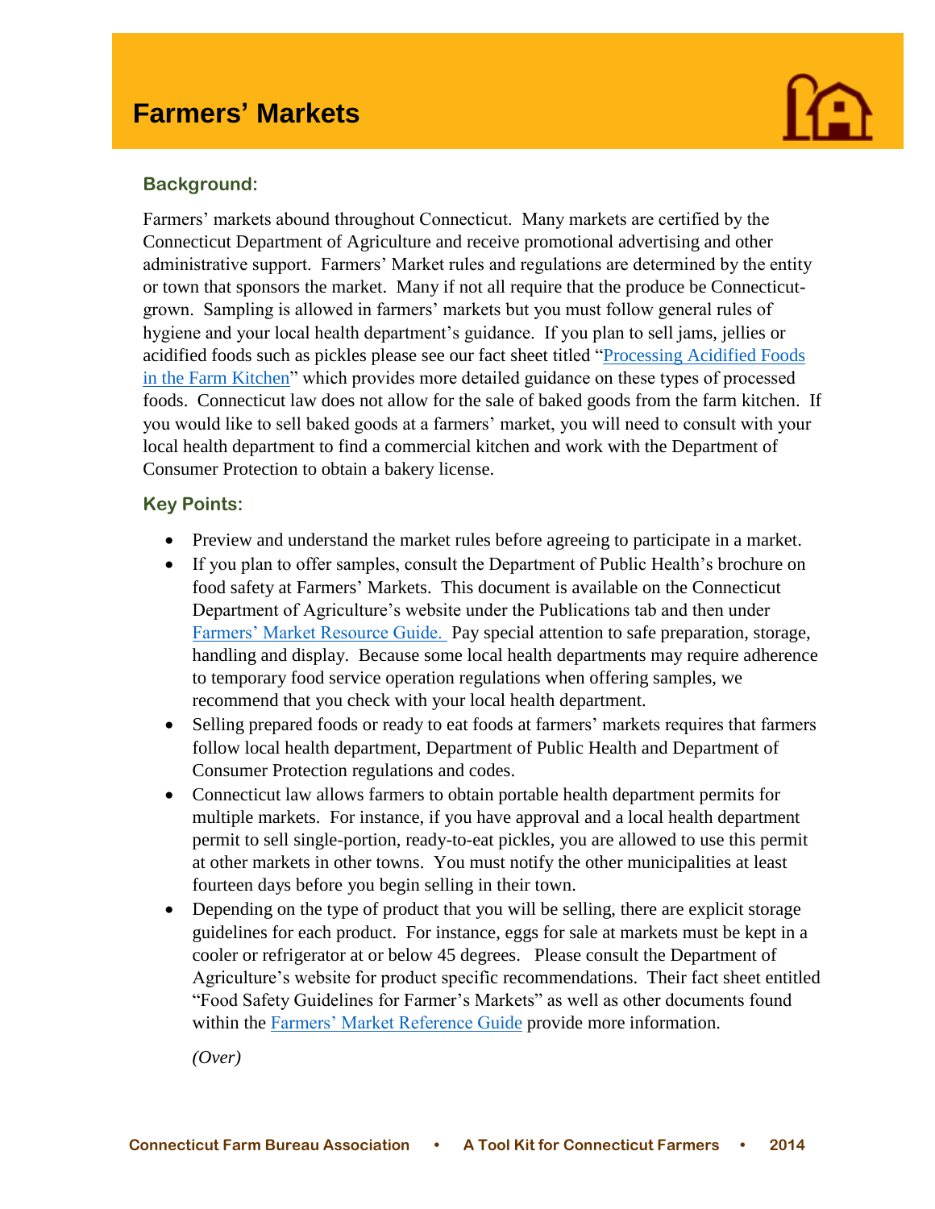# Farmers' Markets

## Background:

Farmers' markets abound throughout Connecticut. Many markets are certified by the Connecticut Department of Agriculture and receive promotional advertising and other administrative support. Farmers' Market rules and regulations are determined by the entity or town that sponsors the market. Many if not all require that the produce be Connecticut-grown. Sampling is allowed in farmers' markets but you must follow general rules of hygiene and your local health department's guidance. If you plan to sell jams, jellies or acidified foods such as pickles please see our fact sheet titled "Processing Acidified Foods in the Farm Kitchen" which provides more detailed guidance on these types of processed foods. Connecticut law does not allow for the sale of baked goods from the farm kitchen. If you would like to sell baked goods at a farmers' market, you will need to consult with your local health department to find a commercial kitchen and work with the Department of Consumer Protection to obtain a bakery license.

## Key Points:

- Preview and understand the market rules before agreeing to participate in a market.
- If you plan to offer samples, consult the Department of Public Health's brochure on food safety at Farmers' Markets. This document is available on the Connecticut Department of Agriculture's website under the Publications tab and then under Farmers' Market Resource Guide. Pay special attention to safe preparation, storage, handling and display. Because some local health departments may require adherence to temporary food service operation regulations when offering samples, we recommend that you check with your local health department.
- Selling prepared foods or ready to eat foods at farmers' markets requires that farmers follow local health department, Department of Public Health and Department of Consumer Protection regulations and codes.
- Connecticut law allows farmers to obtain portable health department permits for multiple markets. For instance, if you have approval and a local health department permit to sell single-portion, ready-to-eat pickles, you are allowed to use this permit at other markets in other towns. You must notify the other municipalities at least fourteen days before you begin selling in their town.
- Depending on the type of product that you will be selling, there are explicit storage guidelines for each product. For instance, eggs for sale at markets must be kept in a cooler or refrigerator at or below 45 degrees. Please consult the Department of Agriculture's website for product specific recommendations. Their fact sheet entitled "Food Safety Guidelines for Farmer's Markets" as well as other documents found within the Farmers' Market Reference Guide provide more information.

*(Over)*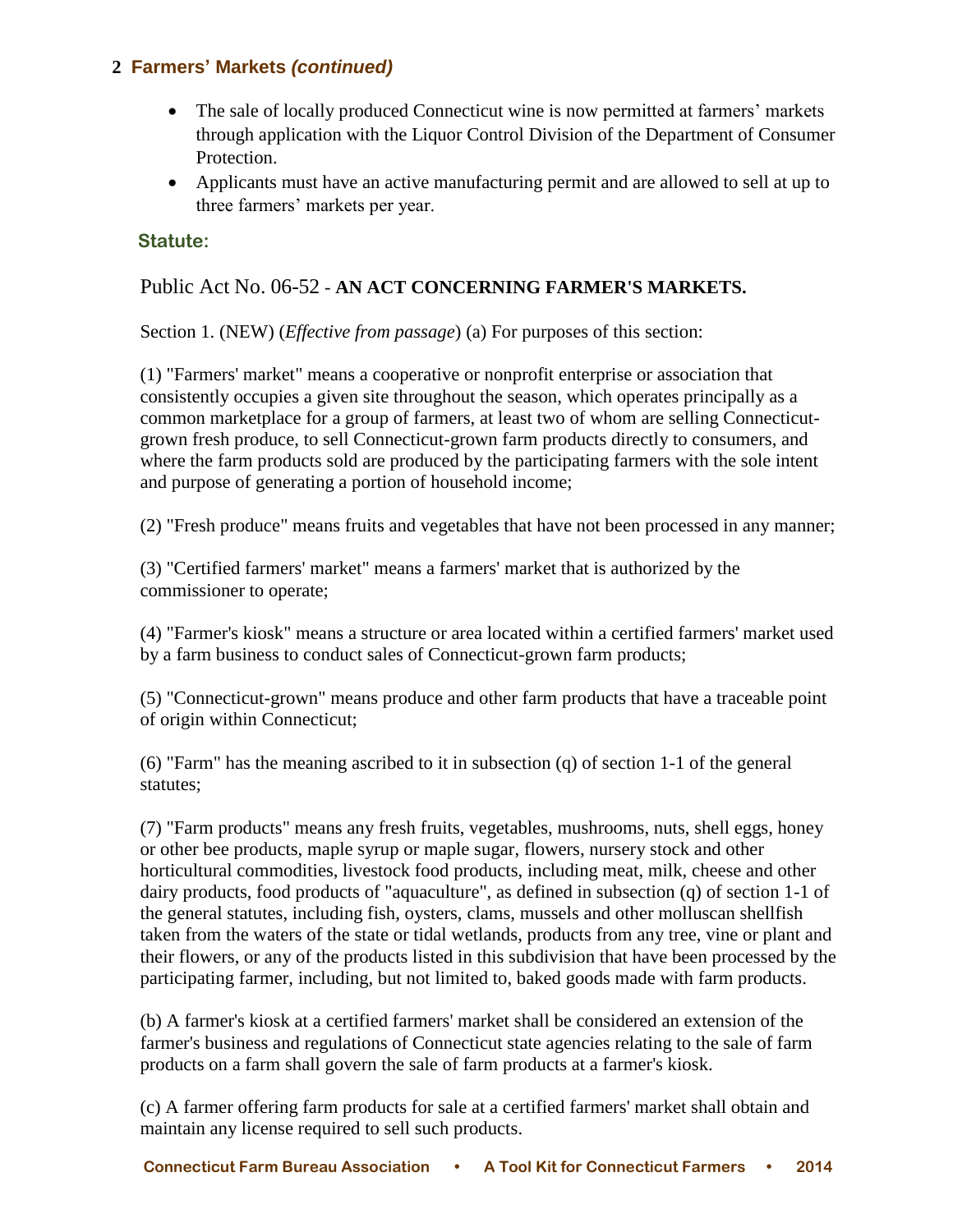## 2 Farmers' Markets *(continued)*

- The sale of locally produced Connecticut wine is now permitted at farmers' markets through application with the Liquor Control Division of the Department of Consumer Protection.
- Applicants must have an active manufacturing permit and are allowed to sell at up to three farmers' markets per year.

### Statute:

Public Act No. 06-52 - **AN ACT CONCERNING FARMER'S MARKETS.**

Section 1. (NEW) (*Effective from passage*) (a) For purposes of this section:

(1) "Farmers' market" means a cooperative or nonprofit enterprise or association that consistently occupies a given site throughout the season, which operates principally as a common marketplace for a group of farmers, at least two of whom are selling Connecticut-grown fresh produce, to sell Connecticut-grown farm products directly to consumers, and where the farm products sold are produced by the participating farmers with the sole intent and purpose of generating a portion of household income;

(2) "Fresh produce" means fruits and vegetables that have not been processed in any manner;

(3) "Certified farmers' market" means a farmers' market that is authorized by the commissioner to operate;

(4) "Farmer's kiosk" means a structure or area located within a certified farmers' market used by a farm business to conduct sales of Connecticut-grown farm products;

(5) "Connecticut-grown" means produce and other farm products that have a traceable point of origin within Connecticut;

(6) "Farm" has the meaning ascribed to it in subsection (q) of section 1-1 of the general statutes;

(7) "Farm products" means any fresh fruits, vegetables, mushrooms, nuts, shell eggs, honey or other bee products, maple syrup or maple sugar, flowers, nursery stock and other horticultural commodities, livestock food products, including meat, milk, cheese and other dairy products, food products of "aquaculture", as defined in subsection (q) of section 1-1 of the general statutes, including fish, oysters, clams, mussels and other molluscan shellfish taken from the waters of the state or tidal wetlands, products from any tree, vine or plant and their flowers, or any of the products listed in this subdivision that have been processed by the participating farmer, including, but not limited to, baked goods made with farm products.

(b) A farmer's kiosk at a certified farmers' market shall be considered an extension of the farmer's business and regulations of Connecticut state agencies relating to the sale of farm products on a farm shall govern the sale of farm products at a farmer's kiosk.

(c) A farmer offering farm products for sale at a certified farmers' market shall obtain and maintain any license required to sell such products.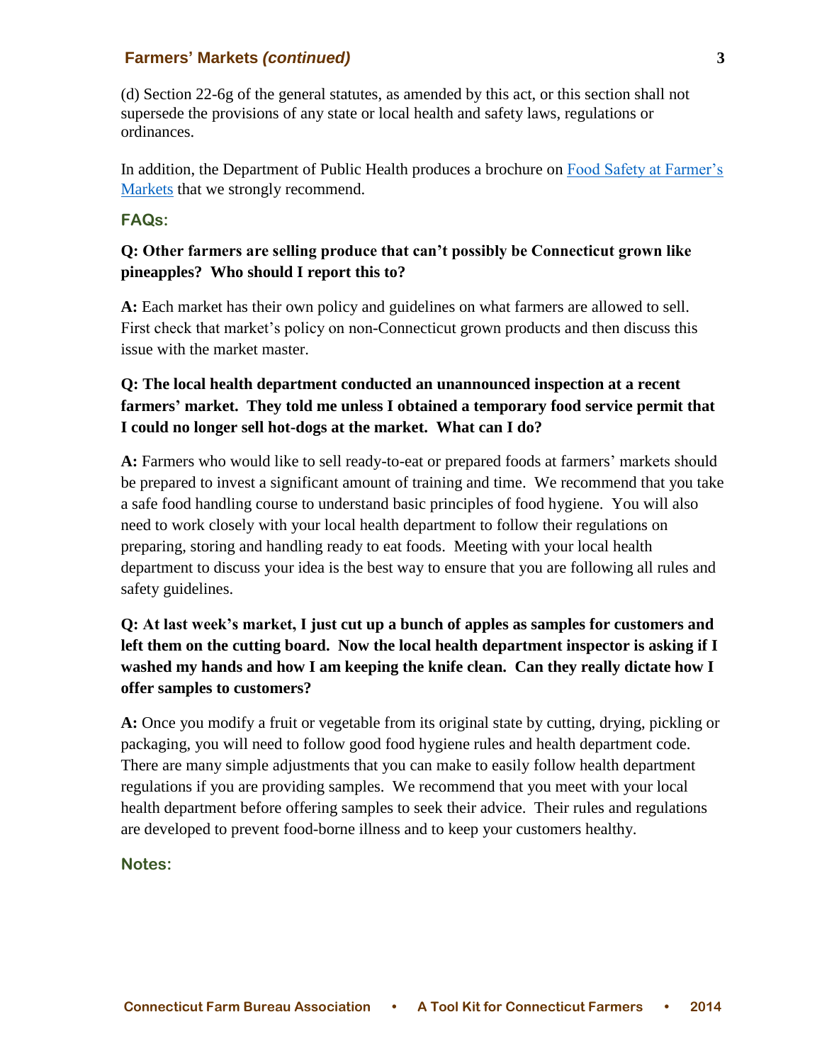(d) Section 22-6g of the general statutes, as amended by this act, or this section shall not supersede the provisions of any state or local health and safety laws, regulations or ordinances.

In addition, the Department of Public Health produces a brochure on Food Safety at Farmer's Markets that we strongly recommend.

### FAQs:

**Q: Other farmers are selling produce that can't possibly be Connecticut grown like pineapples? Who should I report this to?**

**A:** Each market has their own policy and guidelines on what farmers are allowed to sell. First check that market's policy on non-Connecticut grown products and then discuss this issue with the market master.

**Q: The local health department conducted an unannounced inspection at a recent farmers' market. They told me unless I obtained a temporary food service permit that I could no longer sell hot-dogs at the market. What can I do?**

**A:** Farmers who would like to sell ready-to-eat or prepared foods at farmers' markets should be prepared to invest a significant amount of training and time. We recommend that you take a safe food handling course to understand basic principles of food hygiene. You will also need to work closely with your local health department to follow their regulations on preparing, storing and handling ready to eat foods. Meeting with your local health department to discuss your idea is the best way to ensure that you are following all rules and safety guidelines.

**Q: At last week's market, I just cut up a bunch of apples as samples for customers and left them on the cutting board. Now the local health department inspector is asking if I washed my hands and how I am keeping the knife clean. Can they really dictate how I offer samples to customers?**

**A:** Once you modify a fruit or vegetable from its original state by cutting, drying, pickling or packaging, you will need to follow good food hygiene rules and health department code. There are many simple adjustments that you can make to easily follow health department regulations if you are providing samples. We recommend that you meet with your local health department before offering samples to seek their advice. Their rules and regulations are developed to prevent food-borne illness and to keep your customers healthy.

### Notes: